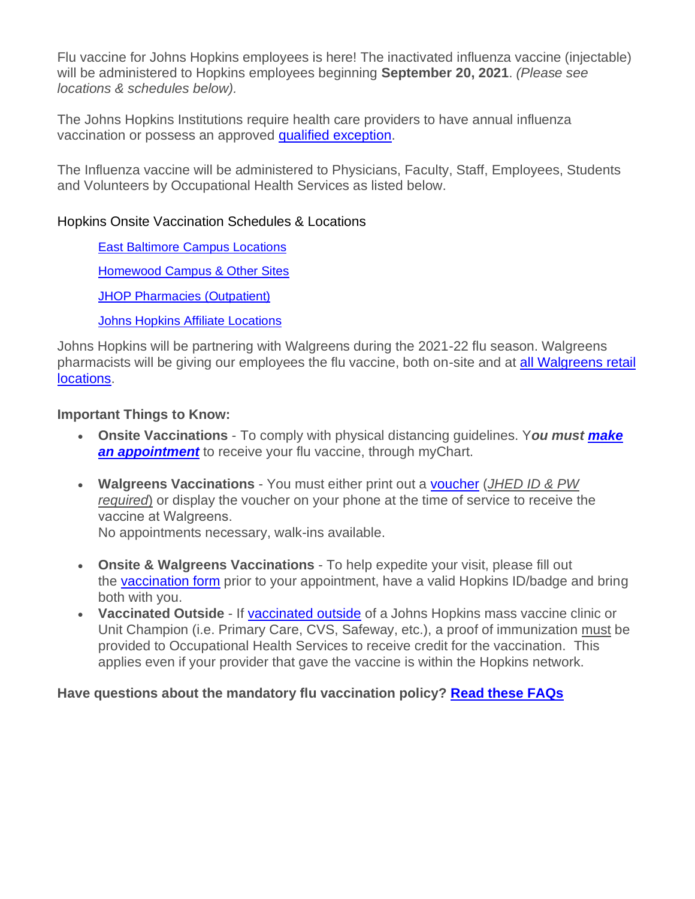Flu vaccine for Johns Hopkins employees is here! The inactivated influenza vaccine (injectable) will be administered to Hopkins employees beginning **September 20, 2021**. *(Please see locations & schedules below).*

The Johns Hopkins Institutions require health care providers to have annual influenza vaccination or possess an approved qualified exception.

The Influenza vaccine will be administered to Physicians, Faculty, Staff, Employees, Students and Volunteers by Occupational Health Services as listed below.

Hopkins Onsite Vaccination Schedules & Locations

- East Baltimore Campus Locations
- Homewood Campus & Other Sites
- JHOP Pharmacies (Outpatient)
- Johns Hopkins Affiliate Locations

Johns Hopkins will be partnering with Walgreens during the 2021-22 flu season. Walgreens pharmacists will be giving our employees the flu vaccine, both on-site and at all Walgreens retail locations.

**Important Things to Know:**

- **Onsite Vaccinations** - To comply with physical distancing guidelines. Y***ou must make an appointment*** to receive your flu vaccine, through myChart.
- **Walgreens Vaccinations** - You must either print out a voucher (*JHED ID & PW required*) or display the voucher on your phone at the time of service to receive the vaccine at Walgreens.
  No appointments necessary, walk-ins available.
- **Onsite & Walgreens Vaccinations** - To help expedite your visit, please fill out the vaccination form prior to your appointment, have a valid Hopkins ID/badge and bring both with you.
- **Vaccinated Outside** - If vaccinated outside of a Johns Hopkins mass vaccine clinic or Unit Champion (i.e. Primary Care, CVS, Safeway, etc.), a proof of immunization must be provided to Occupational Health Services to receive credit for the vaccination. This applies even if your provider that gave the vaccine is within the Hopkins network.

**Have questions about the mandatory flu vaccination policy? Read these FAQs**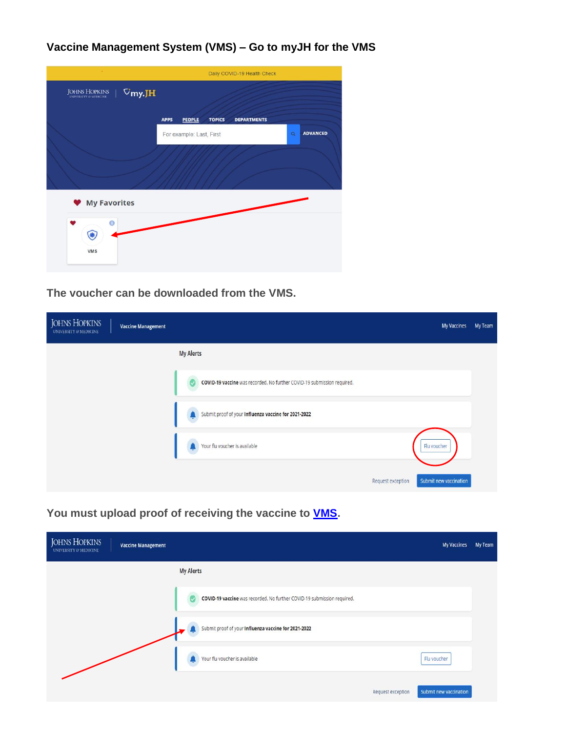**Vaccine Management System (VMS) – Go to myJH for the VMS**

**The voucher can be downloaded from the VMS.**

**You must upload proof of receiving the vaccine to [VMS](VMS).**